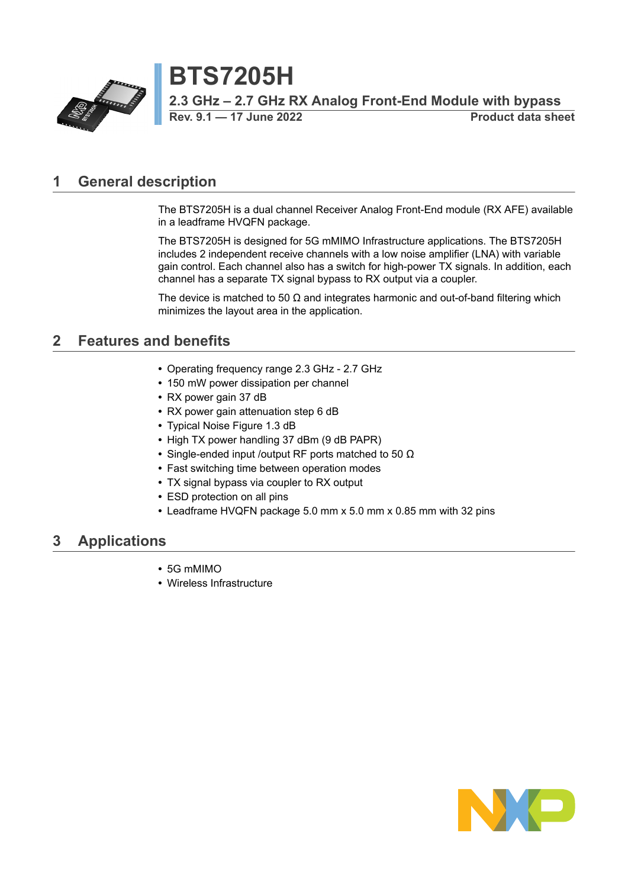# BTS7205H

## 2.3 GHz – 2.7 GHz RX Analog Front-End Module with bypass

Rev. 9.1 — 17 June 2022 **Product data sheet**

## 1 General description

The BTS7205H is a dual channel Receiver Analog Front-End module (RX AFE) available in a leadframe HVQFN package.

The BTS7205H is designed for 5G mMIMO Infrastructure applications. The BTS7205H includes 2 independent receive channels with a low noise amplifier (LNA) with variable gain control. Each channel also has a switch for high-power TX signals. In addition, each channel has a separate TX signal bypass to RX output via a coupler.

The device is matched to 50 Ω and integrates harmonic and out-of-band filtering which minimizes the layout area in the application.

## 2 Features and benefits

- Operating frequency range 2.3 GHz - 2.7 GHz
- 150 mW power dissipation per channel
- RX power gain 37 dB
- RX power gain attenuation step 6 dB
- Typical Noise Figure 1.3 dB
- High TX power handling 37 dBm (9 dB PAPR)
- Single-ended input /output RF ports matched to 50 Ω
- Fast switching time between operation modes
- TX signal bypass via coupler to RX output
- ESD protection on all pins
- Leadframe HVQFN package 5.0 mm x 5.0 mm x 0.85 mm with 32 pins

## 3 Applications

- 5G mMIMO
- Wireless Infrastructure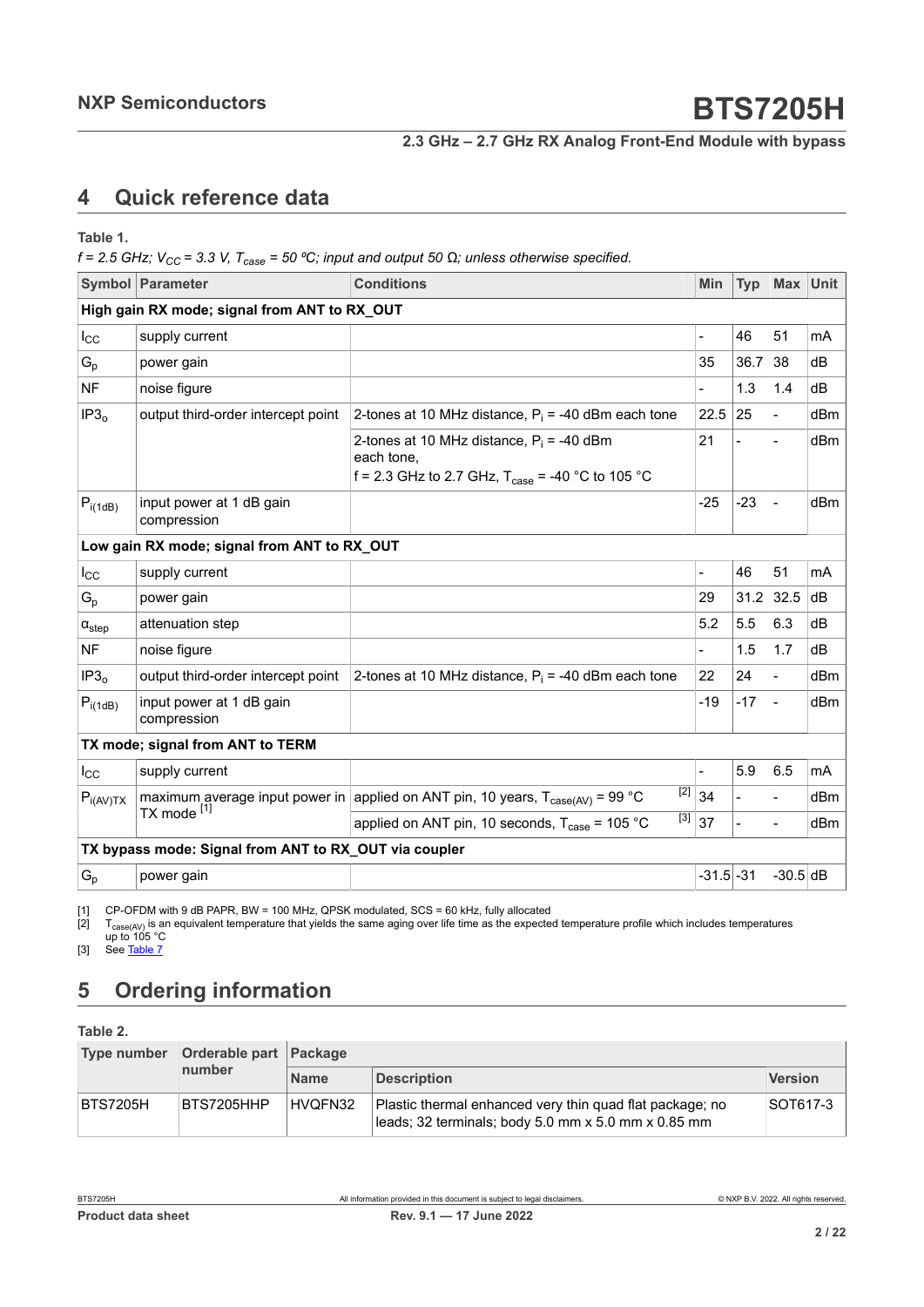## 4 Quick reference data

**Table 1.**

*f = 2.5 GHz; $V_{CC}$ = 3.3 V, $T_{case}$ = 50 ºC; input and output 50 Ω; unless otherwise specified.*

| Symbol | Parameter | Conditions | Min | Typ | Max | Unit |
|---|---|---|---|---|---|---|
| **High gain RX mode; signal from ANT to RX_OUT** | | | | | | |
| $I_{CC}$ | supply current | | - | 46 | 51 | mA |
| $G_p$ | power gain | | 35 | 36.7 | 38 | dB |
| NF | noise figure | | - | 1.3 | 1.4 | dB |
| $IP3_o$ | output third-order intercept point | 2-tones at 10 MHz distance, $P_i$ = -40 dBm each tone | 22.5 | 25 | - | dBm |
| | | 2-tones at 10 MHz distance, $P_i$ = -40 dBm each tone, f = 2.3 GHz to 2.7 GHz, $T_{case}$ = -40 °C to 105 °C | 21 | - | - | dBm |
| $P_{i(1dB)}$ | input power at 1 dB gain compression | | -25 | -23 | - | dBm |
| **Low gain RX mode; signal from ANT to RX_OUT** | | | | | | |
| $I_{CC}$ | supply current | | - | 46 | 51 | mA |
| $G_p$ | power gain | | 29 | 31.2 | 32.5 | dB |
| $\alpha_{step}$ | attenuation step | | 5.2 | 5.5 | 6.3 | dB |
| NF | noise figure | | - | 1.5 | 1.7 | dB |
| $IP3_o$ | output third-order intercept point | 2-tones at 10 MHz distance, $P_i$ = -40 dBm each tone | 22 | 24 | - | dBm |
| $P_{i(1dB)}$ | input power at 1 dB gain compression | | -19 | -17 | - | dBm |
| **TX mode; signal from ANT to TERM** | | | | | | |
| $I_{CC}$ | supply current | | - | 5.9 | 6.5 | mA |
| $P_{i(AV)TX}$ | maximum average input power in TX mode [1] | applied on ANT pin, 10 years, $T_{case(AV)}$ = 99 °C [2] | 34 | - | - | dBm |
| | | applied on ANT pin, 10 seconds, $T_{case}$ = 105 °C [3] | 37 | - | - | dBm |
| **TX bypass mode: Signal from ANT to RX_OUT via coupler** | | | | | | |
| $G_p$ | power gain | | -31.5 | -31 | -30.5 | dB |

[1] CP-OFDM with 9 dB PAPR, BW = 100 MHz, QPSK modulated, SCS = 60 kHz, fully allocated

[2] $T_{case(AV)}$ is an equivalent temperature that yields the same aging over life time as the expected temperature profile which includes temperatures up to 105 °C

[3] See Table 7

## 5 Ordering information

**Table 2.**

| Type number | Orderable part number | Package | | |
|---|---|---|---|---|
| | | **Name** | **Description** | **Version** |
| BTS7205H | BTS7205HHP | HVQFN32 | Plastic thermal enhanced very thin quad flat package; no leads; 32 terminals; body 5.0 mm x 5.0 mm x 0.85 mm | SOT617-3 |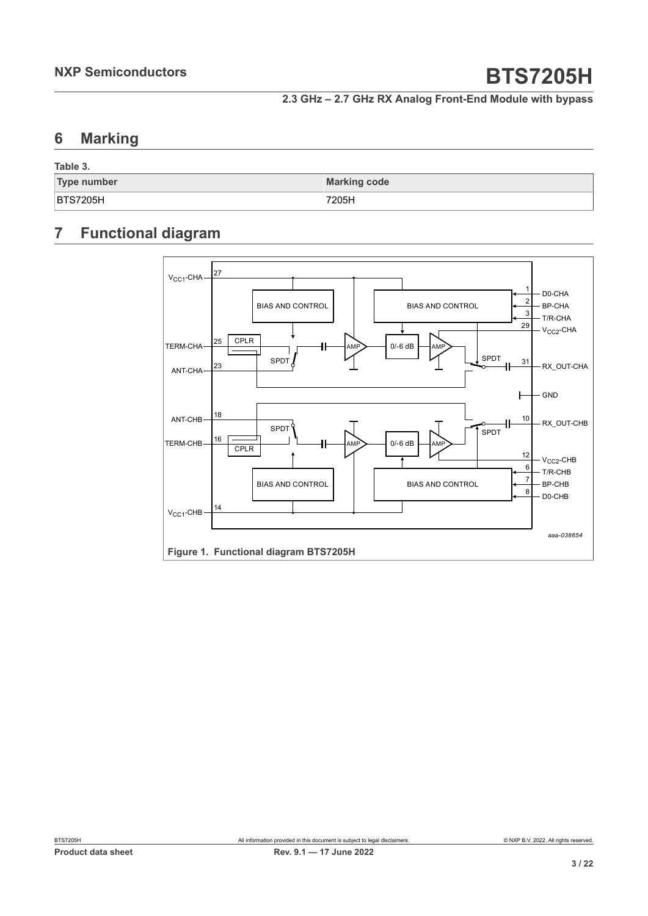## 6 Marking

**Table 3.**

| Type number | Marking code |
|---|---|
| BTS7205H | 7205H |

## 7 Functional diagram

Figure 1. Functional diagram BTS7205H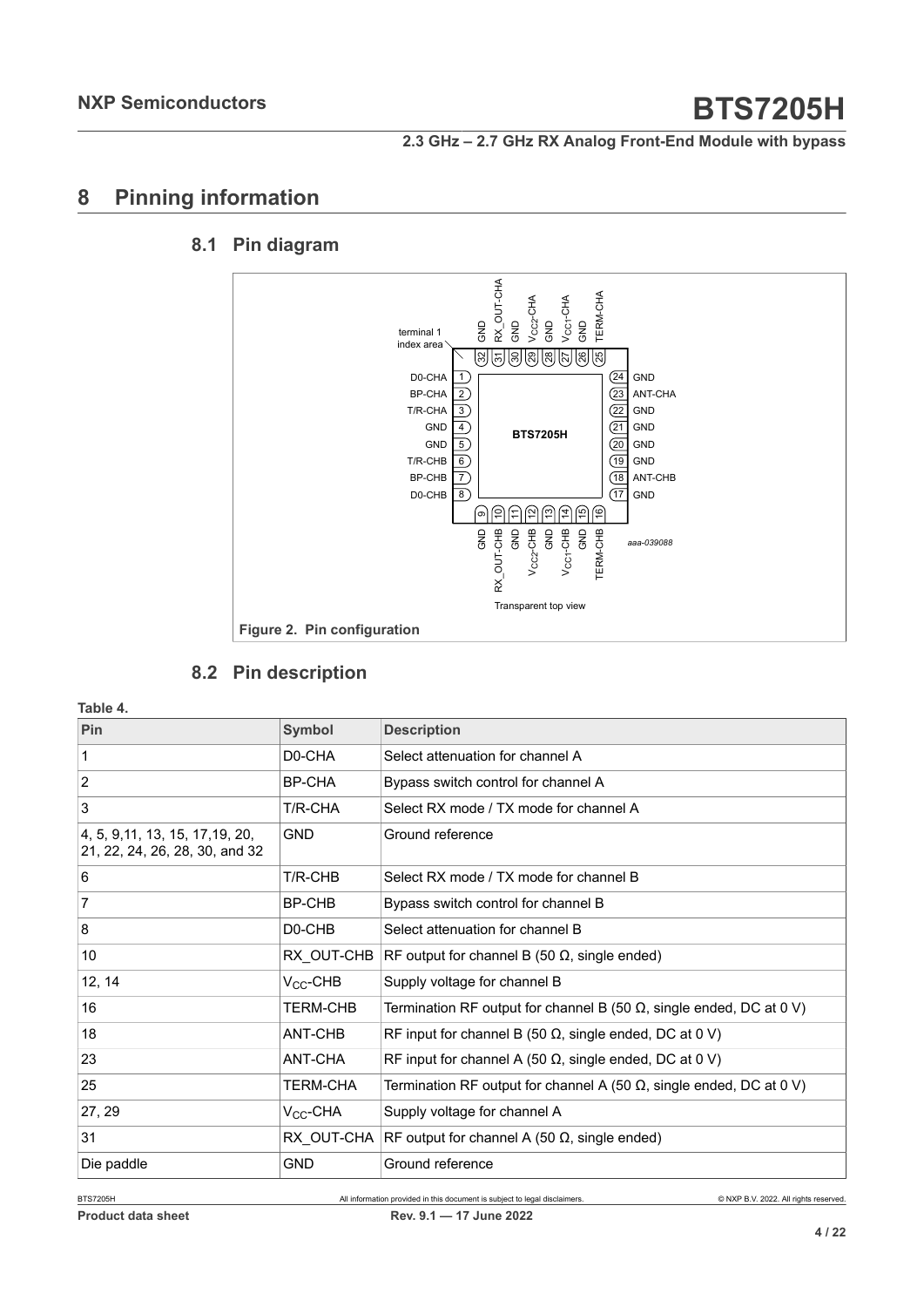# 8 Pinning information

## 8.1 Pin diagram

Figure 2. Pin configuration

## 8.2 Pin description

**Table 4.**

| Pin | Symbol | Description |
|---|---|---|
| 1 | D0-CHA | Select attenuation for channel A |
| 2 | BP-CHA | Bypass switch control for channel A |
| 3 | T/R-CHA | Select RX mode / TX mode for channel A |
| 4, 5, 9,11, 13, 15, 17,19, 20, 21, 22, 24, 26, 28, 30, and 32 | GND | Ground reference |
| 6 | T/R-CHB | Select RX mode / TX mode for channel B |
| 7 | BP-CHB | Bypass switch control for channel B |
| 8 | D0-CHB | Select attenuation for channel B |
| 10 | RX_OUT-CHB | RF output for channel B (50 Ω, single ended) |
| 12, 14 | $V_{CC}$-CHB | Supply voltage for channel B |
| 16 | TERM-CHB | Termination RF output for channel B (50 Ω, single ended, DC at 0 V) |
| 18 | ANT-CHB | RF input for channel B (50 Ω, single ended, DC at 0 V) |
| 23 | ANT-CHA | RF input for channel A (50 Ω, single ended, DC at 0 V) |
| 25 | TERM-CHA | Termination RF output for channel A (50 Ω, single ended, DC at 0 V) |
| 27, 29 | $V_{CC}$-CHA | Supply voltage for channel A |
| 31 | RX_OUT-CHA | RF output for channel A (50 Ω, single ended) |
| Die paddle | GND | Ground reference |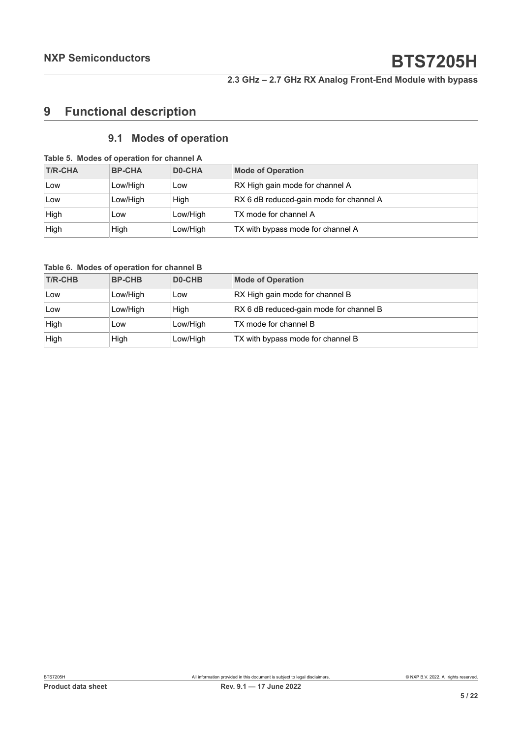# 9 Functional description

## 9.1 Modes of operation

**Table 5. Modes of operation for channel A**

| T/R-CHA | BP-CHA | D0-CHA | Mode of Operation |
|---|---|---|---|
| Low | Low/High | Low | RX High gain mode for channel A |
| Low | Low/High | High | RX 6 dB reduced-gain mode for channel A |
| High | Low | Low/High | TX mode for channel A |
| High | High | Low/High | TX with bypass mode for channel A |

**Table 6. Modes of operation for channel B**

| T/R-CHB | BP-CHB | D0-CHB | Mode of Operation |
|---|---|---|---|
| Low | Low/High | Low | RX High gain mode for channel B |
| Low | Low/High | High | RX 6 dB reduced-gain mode for channel B |
| High | Low | Low/High | TX mode for channel B |
| High | High | Low/High | TX with bypass mode for channel B |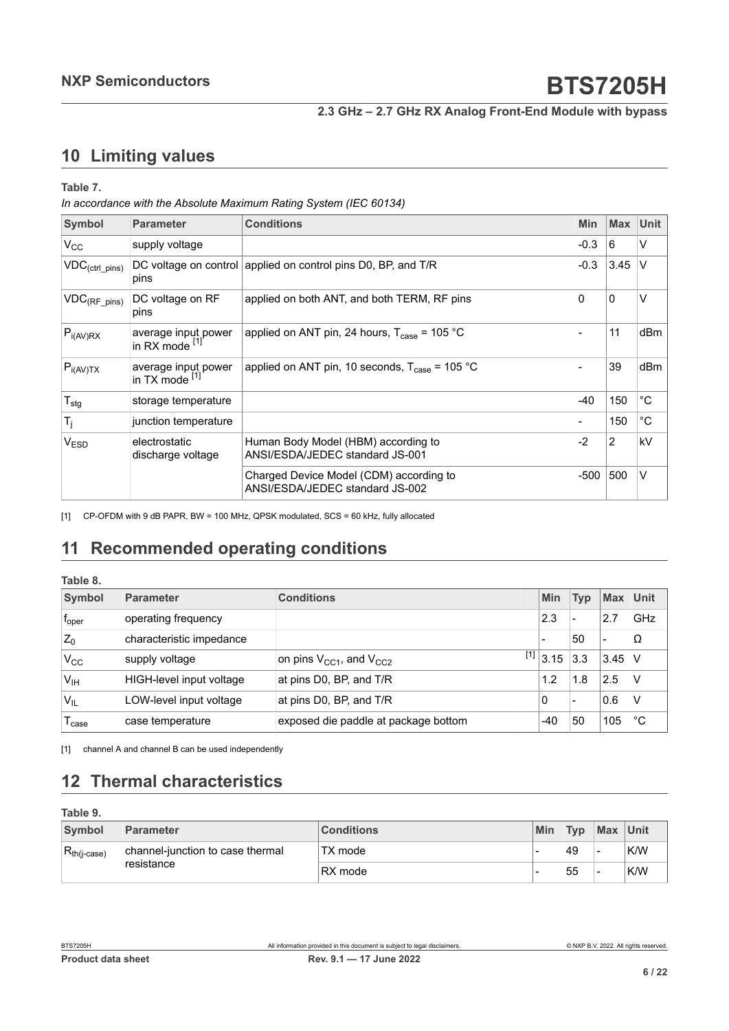# 10 Limiting values

**Table 7.**

*In accordance with the Absolute Maximum Rating System (IEC 60134)*

| Symbol | Parameter | Conditions | Min | Max | Unit |
|---|---|---|---|---|---|
| $V_{CC}$ | supply voltage | | -0.3 | 6 | V |
| $VDC_{(ctrl\_pins)}$ | DC voltage on control pins | applied on control pins D0, BP, and T/R | -0.3 | 3.45 | V |
| $VDC_{(RF\_pins)}$ | DC voltage on RF pins | applied on both ANT, and both TERM, RF pins | 0 | 0 | V |
| $P_{i(AV)RX}$ | average input power in RX mode [1] | applied on ANT pin, 24 hours, $T_{case}$ = 105 °C | - | 11 | dBm |
| $P_{i(AV)TX}$ | average input power in TX mode [1] | applied on ANT pin, 10 seconds, $T_{case}$ = 105 °C | - | 39 | dBm |
| $T_{stg}$ | storage temperature | | -40 | 150 | °C |
| $T_j$ | junction temperature | | - | 150 | °C |
| $V_{ESD}$ | electrostatic discharge voltage | Human Body Model (HBM) according to ANSI/ESDA/JEDEC standard JS-001 | -2 | 2 | kV |
| | | Charged Device Model (CDM) according to ANSI/ESDA/JEDEC standard JS-002 | -500 | 500 | V |

[1] CP-OFDM with 9 dB PAPR, BW = 100 MHz, QPSK modulated, SCS = 60 kHz, fully allocated

# 11 Recommended operating conditions

**Table 8.**

| Symbol | Parameter | Conditions | Min | Typ | Max | Unit |
|---|---|---|---|---|---|---|
| $f_{oper}$ | operating frequency | | 2.3 | - | 2.7 | GHz |
| $Z_0$ | characteristic impedance | | - | 50 | - | Ω |
| $V_{CC}$ | supply voltage | on pins $V_{CC1}$, and $V_{CC2}$ [1] | 3.15 | 3.3 | 3.45 | V |
| $V_{IH}$ | HIGH-level input voltage | at pins D0, BP, and T/R | 1.2 | 1.8 | 2.5 | V |
| $V_{IL}$ | LOW-level input voltage | at pins D0, BP, and T/R | 0 | - | 0.6 | V |
| $T_{case}$ | case temperature | exposed die paddle at package bottom | -40 | 50 | 105 | °C |

[1] channel A and channel B can be used independently

# 12 Thermal characteristics

**Table 9.**

| Symbol | Parameter | Conditions | Min | Typ | Max | Unit |
|---|---|---|---|---|---|---|
| $R_{th(j-case)}$ | channel-junction to case thermal resistance | TX mode | - | 49 | - | K/W |
| | | RX mode | - | 55 | - | K/W |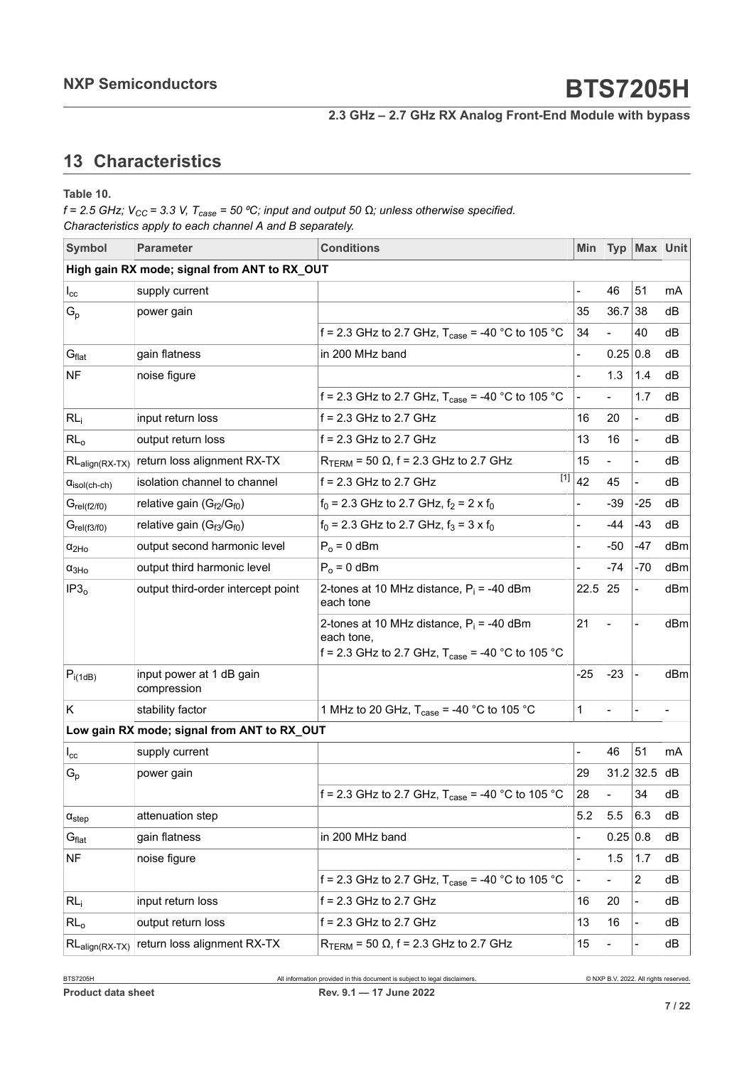## 13 Characteristics

**Table 10.**

*f = 2.5 GHz; $V_{CC}$ = 3.3 V, $T_{case}$ = 50 ºC; input and output 50 Ω; unless otherwise specified.*
*Characteristics apply to each channel A and B separately.*

| Symbol | Parameter | Conditions | Min | Typ | Max | Unit |
|---|---|---|---|---|---|---|
| **High gain RX mode; signal from ANT to RX_OUT** | | | | | | |
| $I_{cc}$ | supply current | | - | 46 | 51 | mA |
| $G_p$ | power gain | | 35 | 36.7 | 38 | dB |
| | | f = 2.3 GHz to 2.7 GHz, $T_{case}$ = -40 °C to 105 °C | 34 | - | 40 | dB |
| $G_{flat}$ | gain flatness | in 200 MHz band | - | 0.25 | 0.8 | dB |
| NF | noise figure | | - | 1.3 | 1.4 | dB |
| | | f = 2.3 GHz to 2.7 GHz, $T_{case}$ = -40 °C to 105 °C | - | - | 1.7 | dB |
| $RL_i$ | input return loss | f = 2.3 GHz to 2.7 GHz | 16 | 20 | - | dB |
| $RL_o$ | output return loss | f = 2.3 GHz to 2.7 GHz | 13 | 16 | - | dB |
| $RL_{align(RX-TX)}$ | return loss alignment RX-TX | $R_{TERM}$ = 50 Ω, f = 2.3 GHz to 2.7 GHz | 15 | - | - | dB |
| $\alpha_{isol(ch-ch)}$ | isolation channel to channel | f = 2.3 GHz to 2.7 GHz [1] | 42 | 45 | - | dB |
| $G_{rel(f2/f0)}$ | relative gain ($G_{f2}/G_{f0}$) | $f_0$ = 2.3 GHz to 2.7 GHz, $f_2$ = 2 x $f_0$ | - | -39 | -25 | dB |
| $G_{rel(f3/f0)}$ | relative gain ($G_{f3}/G_{f0}$) | $f_0$ = 2.3 GHz to 2.7 GHz, $f_3$ = 3 x $f_0$ | - | -44 | -43 | dB |
| $\alpha_{2Ho}$ | output second harmonic level | $P_o$ = 0 dBm | - | -50 | -47 | dBm |
| $\alpha_{3Ho}$ | output third harmonic level | $P_o$ = 0 dBm | - | -74 | -70 | dBm |
| $IP3_o$ | output third-order intercept point | 2-tones at 10 MHz distance, $P_i$ = -40 dBm each tone | 22.5 | 25 | - | dBm |
| | | 2-tones at 10 MHz distance, $P_i$ = -40 dBm each tone, f = 2.3 GHz to 2.7 GHz, $T_{case}$ = -40 °C to 105 °C | 21 | - | - | dBm |
| $P_{i(1dB)}$ | input power at 1 dB gain compression | | -25 | -23 | - | dBm |
| K | stability factor | 1 MHz to 20 GHz, $T_{case}$ = -40 °C to 105 °C | 1 | - | - | - |
| **Low gain RX mode; signal from ANT to RX_OUT** | | | | | | |
| $I_{cc}$ | supply current | | - | 46 | 51 | mA |
| $G_p$ | power gain | | 29 | 31.2 | 32.5 | dB |
| | | f = 2.3 GHz to 2.7 GHz, $T_{case}$ = -40 °C to 105 °C | 28 | - | 34 | dB |
| $\alpha_{step}$ | attenuation step | | 5.2 | 5.5 | 6.3 | dB |
| $G_{flat}$ | gain flatness | in 200 MHz band | - | 0.25 | 0.8 | dB |
| NF | noise figure | | - | 1.5 | 1.7 | dB |
| | | f = 2.3 GHz to 2.7 GHz, $T_{case}$ = -40 °C to 105 °C | - | - | 2 | dB |
| $RL_i$ | input return loss | f = 2.3 GHz to 2.7 GHz | 16 | 20 | - | dB |
| $RL_o$ | output return loss | f = 2.3 GHz to 2.7 GHz | 13 | 16 | - | dB |
| $RL_{align(RX-TX)}$ | return loss alignment RX-TX | $R_{TERM}$ = 50 Ω, f = 2.3 GHz to 2.7 GHz | 15 | - | - | dB |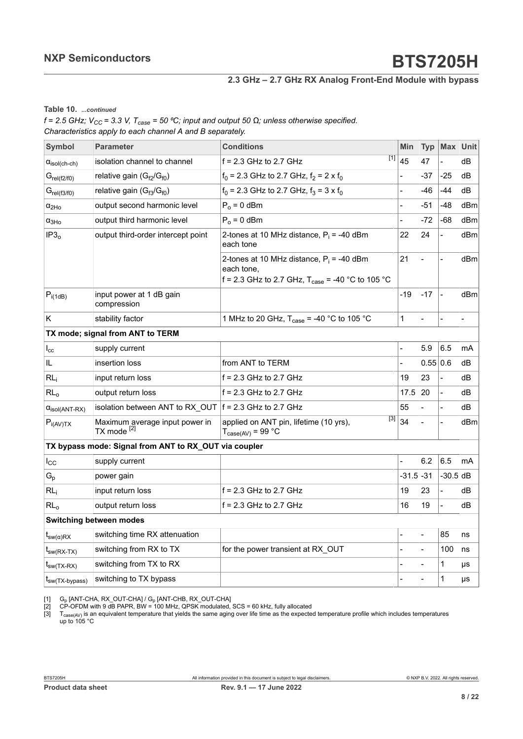**Table 10.** *...continued*

*f = 2.5 GHz; $V_{CC}$ = 3.3 V, $T_{case}$ = 50 ºC; input and output 50 Ω; unless otherwise specified.*
*Characteristics apply to each channel A and B separately.*

| Symbol | Parameter | Conditions | Min | Typ | Max | Unit |
|---|---|---|---|---|---|---|
| $\alpha_{isol(ch-ch)}$ | isolation channel to channel | f = 2.3 GHz to 2.7 GHz [1] | 45 | 47 | - | dB |
| $G_{rel(f2/f0)}$ | relative gain ($G_{f2}/G_{f0}$) | $f_0$ = 2.3 GHz to 2.7 GHz, $f_2$ = 2 x $f_0$ | - | -37 | -25 | dB |
| $G_{rel(f3/f0)}$ | relative gain ($G_{f3}/G_{f0}$) | $f_0$ = 2.3 GHz to 2.7 GHz, $f_3$ = 3 x $f_0$ | - | -46 | -44 | dB |
| $\alpha_{2Ho}$ | output second harmonic level | $P_o$ = 0 dBm | - | -51 | -48 | dBm |
| $\alpha_{3Ho}$ | output third harmonic level | $P_o$ = 0 dBm | - | -72 | -68 | dBm |
| $IP3_o$ | output third-order intercept point | 2-tones at 10 MHz distance, $P_i$ = -40 dBm each tone | 22 | 24 | - | dBm |
| | | 2-tones at 10 MHz distance, $P_i$ = -40 dBm each tone, f = 2.3 GHz to 2.7 GHz, $T_{case}$ = -40 °C to 105 °C | 21 | - | - | dBm |
| $P_{i(1dB)}$ | input power at 1 dB gain compression | | -19 | -17 | - | dBm |
| K | stability factor | 1 MHz to 20 GHz, $T_{case}$ = -40 °C to 105 °C | 1 | - | - | - |
| **TX mode; signal from ANT to TERM** | | | | | | |
| $I_{cc}$ | supply current | | - | 5.9 | 6.5 | mA |
| IL | insertion loss | from ANT to TERM | - | 0.55 | 0.6 | dB |
| $RL_i$ | input return loss | f = 2.3 GHz to 2.7 GHz | 19 | 23 | - | dB |
| $RL_o$ | output return loss | f = 2.3 GHz to 2.7 GHz | 17.5 | 20 | - | dB |
| $\alpha_{isol(ANT-RX)}$ | isolation between ANT to RX_OUT | f = 2.3 GHz to 2.7 GHz | 55 | - | - | dB |
| $P_{i(AV)TX}$ | Maximum average input power in TX mode [2] | applied on ANT pin, lifetime (10 yrs), $T_{case(AV)}$ = 99 °C [3] | 34 | - | - | dBm |
| **TX bypass mode: Signal from ANT to RX_OUT via coupler** | | | | | | |
| $I_{CC}$ | supply current | | - | 6.2 | 6.5 | mA |
| $G_p$ | power gain | | -31.5 | -31 | -30.5 | dB |
| $RL_i$ | input return loss | f = 2.3 GHz to 2.7 GHz | 19 | 23 | - | dB |
| $RL_o$ | output return loss | f = 2.3 GHz to 2.7 GHz | 16 | 19 | - | dB |
| **Switching between modes** | | | | | | |
| $t_{sw(\alpha)RX}$ | switching time RX attenuation | | - | - | 85 | ns |
| $t_{sw(RX-TX)}$ | switching from RX to TX | for the power transient at RX_OUT | - | - | 100 | ns |
| $t_{sw(TX-RX)}$ | switching from TX to RX | | - | - | 1 | µs |
| $t_{sw(TX-bypass)}$ | switching to TX bypass | | - | - | 1 | µs |

[1] $G_p$ [ANT-CHA, RX_OUT-CHA] / $G_p$ [ANT-CHB, RX_OUT-CHA]

[2] CP-OFDM with 9 dB PAPR, BW = 100 MHz, QPSK modulated, SCS = 60 kHz, fully allocated

[3] $T_{case(AV)}$ is an equivalent temperature that yields the same aging over life time as the expected temperature profile which includes temperatures up to 105 °C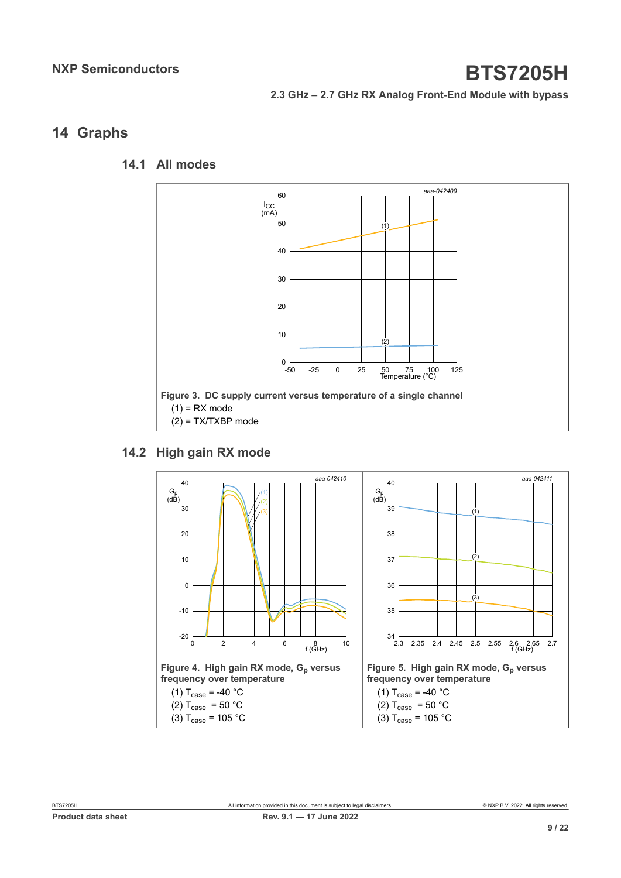## 14 Graphs

### 14.1 All modes

Figure 3. DC supply current versus temperature of a single channel

(1) = RX mode

(2) = TX/TXBP mode

### 14.2 High gain RX mode

Figure 4. High gain RX mode, $G_p$ versus frequency over temperature

(1) $T_{case}$ = -40 °C

(2) $T_{case}$ = 50 °C

(3) $T_{case}$ = 105 °C

Figure 5. High gain RX mode, $G_p$ versus frequency over temperature

(1) $T_{case}$ = -40 °C

(2) $T_{case}$ = 50 °C

(3) $T_{case}$ = 105 °C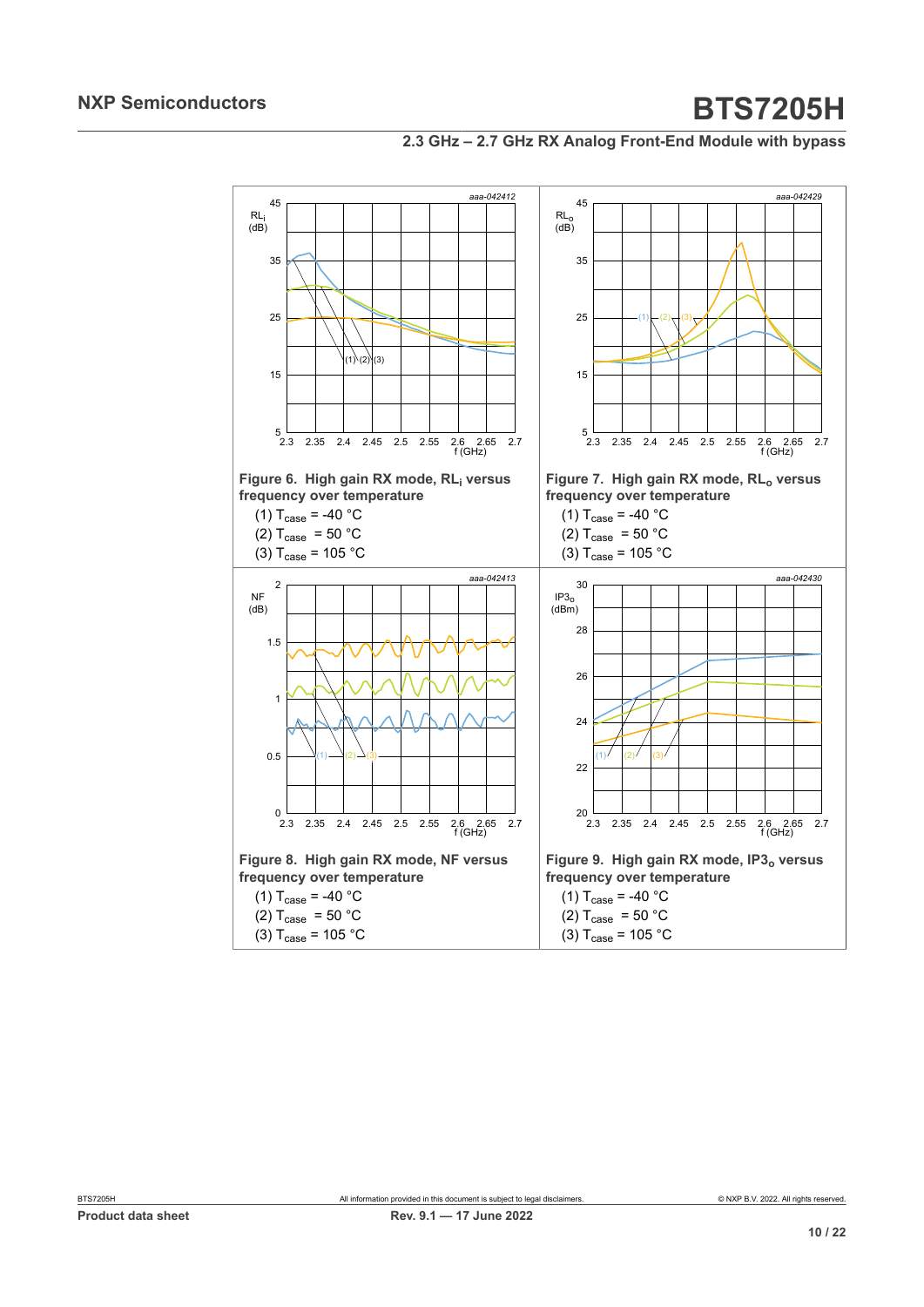**Figure 6. High gain RX mode, $RL_i$ versus frequency over temperature**

(1) $T_{case}$ = -40 °C

(2) $T_{case}$ = 50 °C

(3) $T_{case}$ = 105 °C

**Figure 7. High gain RX mode, $RL_o$ versus frequency over temperature**

(1) $T_{case}$ = -40 °C

(2) $T_{case}$ = 50 °C

(3) $T_{case}$ = 105 °C

**Figure 8. High gain RX mode, NF versus frequency over temperature**

(1) $T_{case}$ = -40 °C

(2) $T_{case}$ = 50 °C

(3) $T_{case}$ = 105 °C

**Figure 9. High gain RX mode, $IP3_o$ versus frequency over temperature**

(1) $T_{case}$ = -40 °C

(2) $T_{case}$ = 50 °C

(3) $T_{case}$ = 105 °C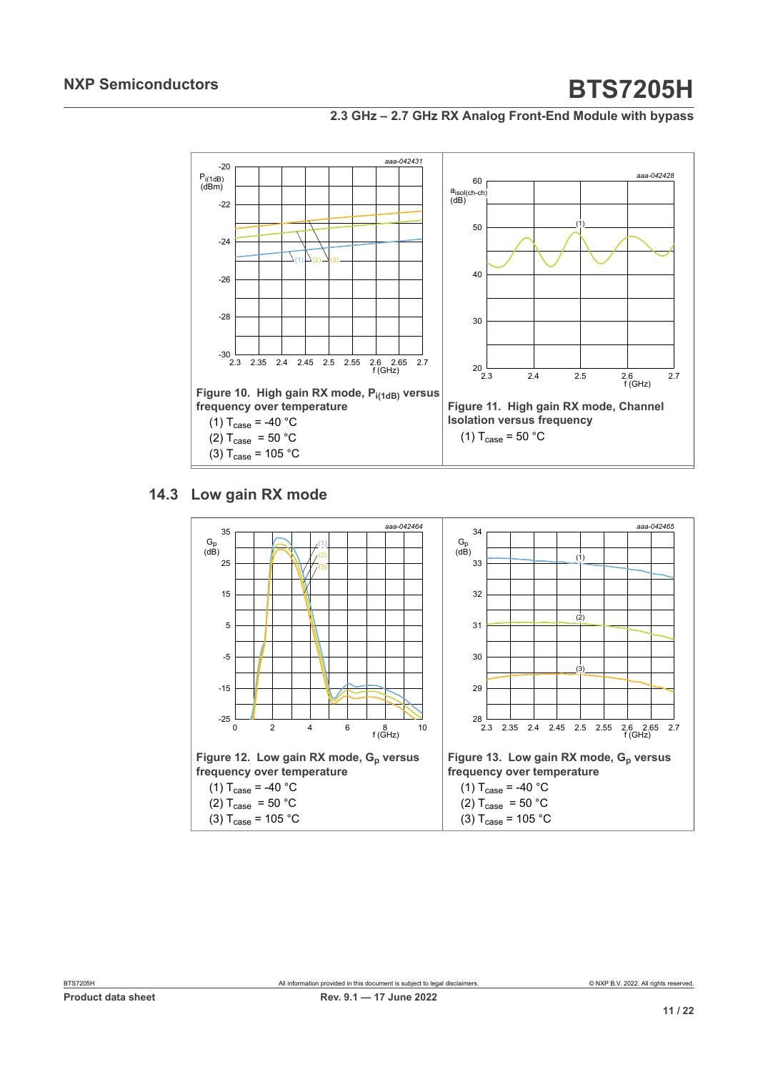Figure 10. High gain RX mode, $P_{i(1dB)}$ versus frequency over temperature

(1) $T_{case}$ = -40 °C

(2) $T_{case}$ = 50 °C

(3) $T_{case}$ = 105 °C

Figure 11. High gain RX mode, Channel Isolation versus frequency

(1) $T_{case}$ = 50 °C

## 14.3 Low gain RX mode

Figure 12. Low gain RX mode, $G_p$ versus frequency over temperature

(1) $T_{case}$ = -40 °C

(2) $T_{case}$ = 50 °C

(3) $T_{case}$ = 105 °C

Figure 13. Low gain RX mode, $G_p$ versus frequency over temperature

(1) $T_{case}$ = -40 °C

(2) $T_{case}$ = 50 °C

(3) $T_{case}$ = 105 °C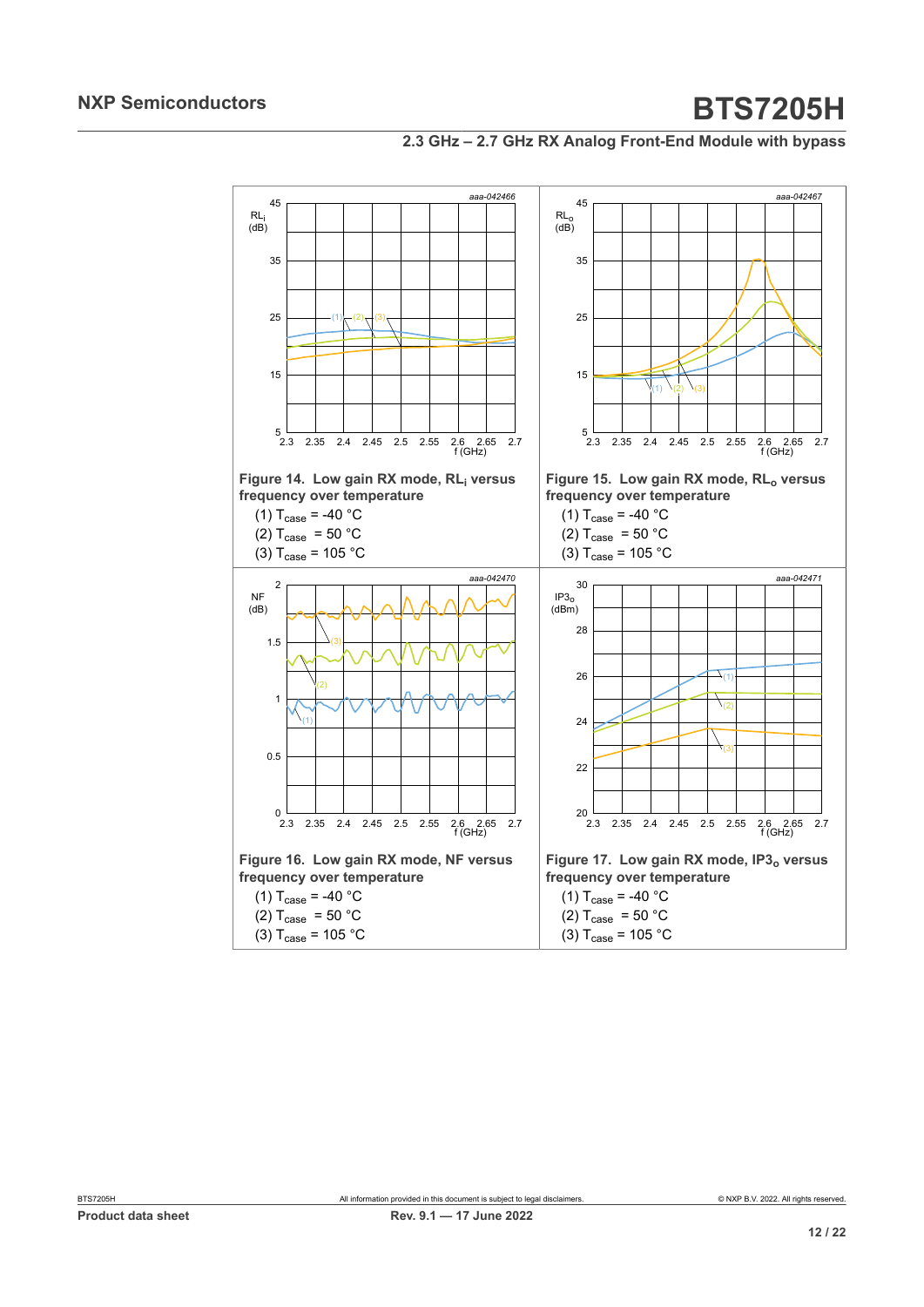**Figure 14. Low gain RX mode, $RL_i$ versus frequency over temperature**

(1) $T_{case}$ = -40 °C

(2) $T_{case}$ = 50 °C

(3) $T_{case}$ = 105 °C

**Figure 15. Low gain RX mode, $RL_o$ versus frequency over temperature**

(1) $T_{case}$ = -40 °C

(2) $T_{case}$ = 50 °C

(3) $T_{case}$ = 105 °C

**Figure 16. Low gain RX mode, NF versus frequency over temperature**

(1) $T_{case}$ = -40 °C

(2) $T_{case}$ = 50 °C

(3) $T_{case}$ = 105 °C

**Figure 17. Low gain RX mode, $IP3_o$ versus frequency over temperature**

(1) $T_{case}$ = -40 °C

(2) $T_{case}$ = 50 °C

(3) $T_{case}$ = 105 °C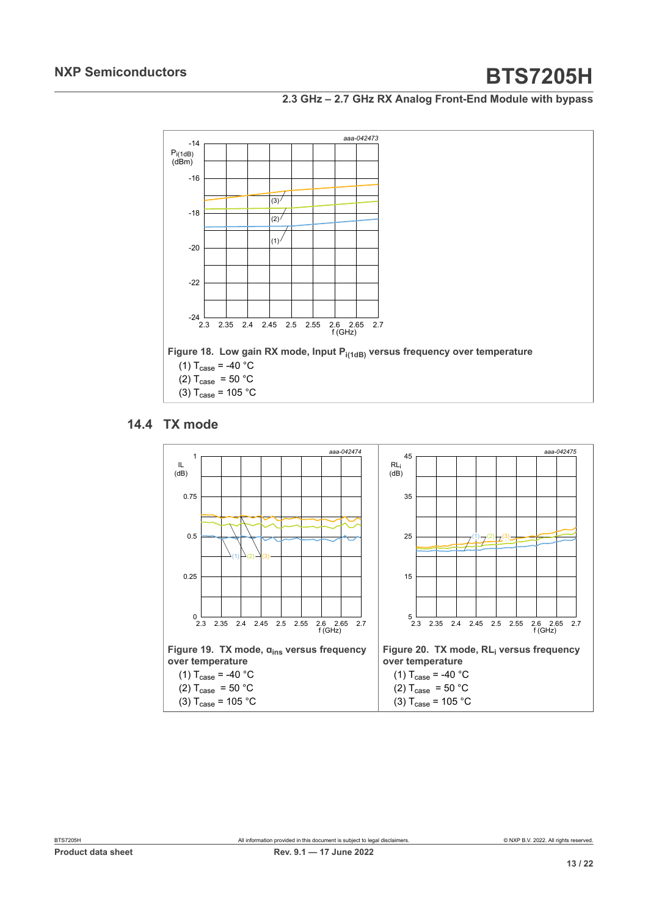Figure 18. Low gain RX mode, Input $P_{i(1dB)}$ versus frequency over temperature

(1) $T_{case}$ = -40 °C

(2) $T_{case}$ = 50 °C

(3) $T_{case}$ = 105 °C

## 14.4 TX mode

Figure 19. TX mode, $\alpha_{ins}$ versus frequency over temperature

(1) $T_{case}$ = -40 °C

(2) $T_{case}$ = 50 °C

(3) $T_{case}$ = 105 °C

Figure 20. TX mode, $RL_i$ versus frequency over temperature

(1) $T_{case}$ = -40 °C

(2) $T_{case}$ = 50 °C

(3) $T_{case}$ = 105 °C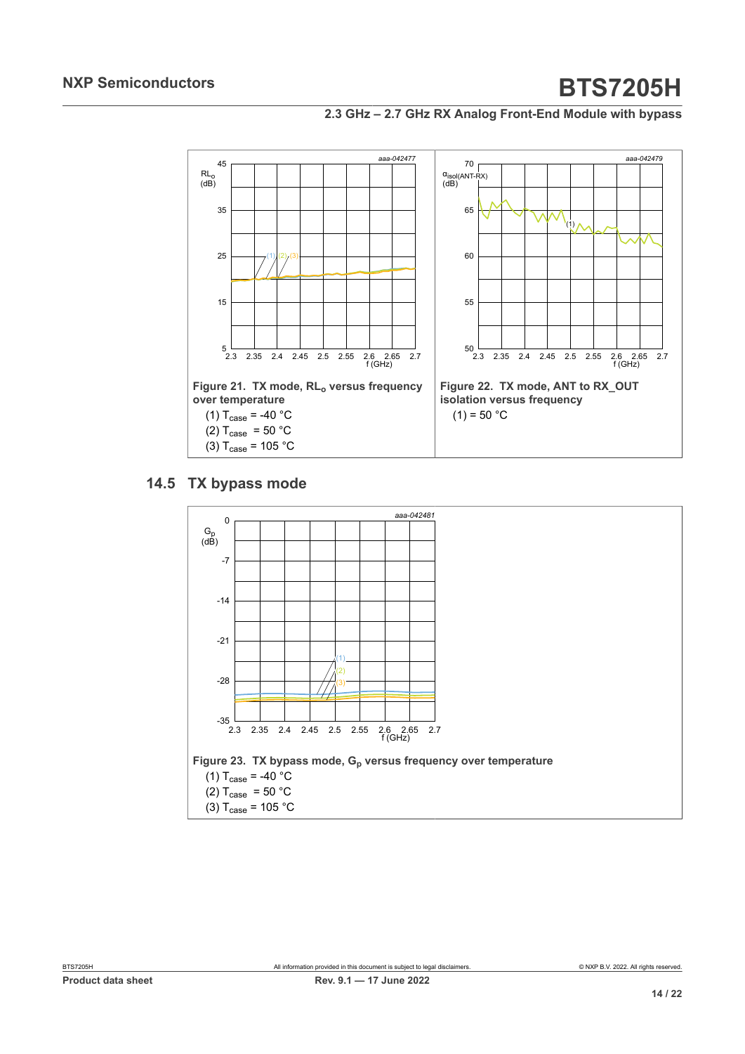Figure 21. TX mode, $RL_o$ versus frequency over temperature

(1) $T_{case}$ = -40 °C

(2) $T_{case}$ = 50 °C

(3) $T_{case}$ = 105 °C

Figure 22. TX mode, ANT to RX_OUT isolation versus frequency

(1) = 50 °C

## 14.5 TX bypass mode

Figure 23. TX bypass mode, $G_p$ versus frequency over temperature

(1) $T_{case}$ = -40 °C

(2) $T_{case}$ = 50 °C

(3) $T_{case}$ = 105 °C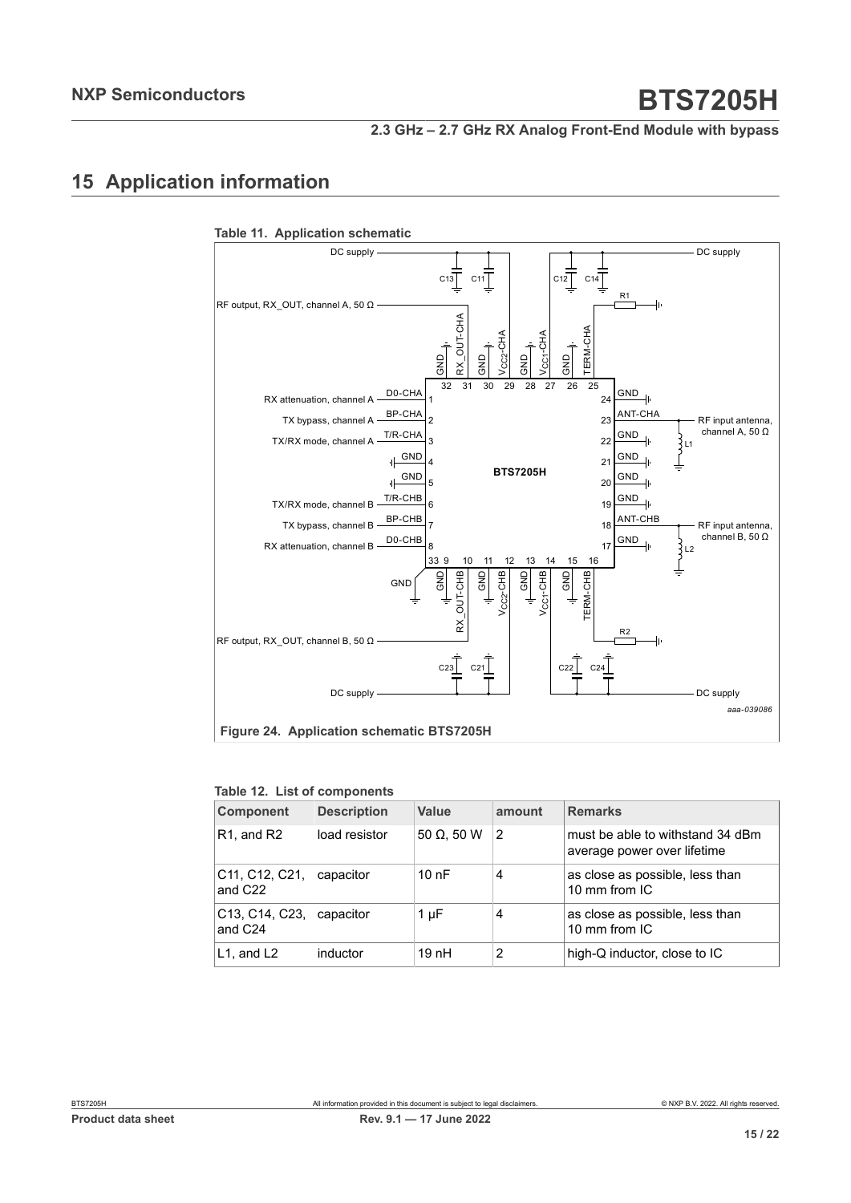# 15 Application information

**Table 11. Application schematic**

**Figure 24. Application schematic BTS7205H**

**Table 12. List of components**

| Component | Description | Value | amount | Remarks |
|---|---|---|---|---|
| R1, and R2 | load resistor | 50 Ω, 50 W | 2 | must be able to withstand 34 dBm average power over lifetime |
| C11, C12, C21, and C22 | capacitor | 10 nF | 4 | as close as possible, less than 10 mm from IC |
| C13, C14, C23, and C24 | capacitor | 1 µF | 4 | as close as possible, less than 10 mm from IC |
| L1, and L2 | inductor | 19 nH | 2 | high-Q inductor, close to IC |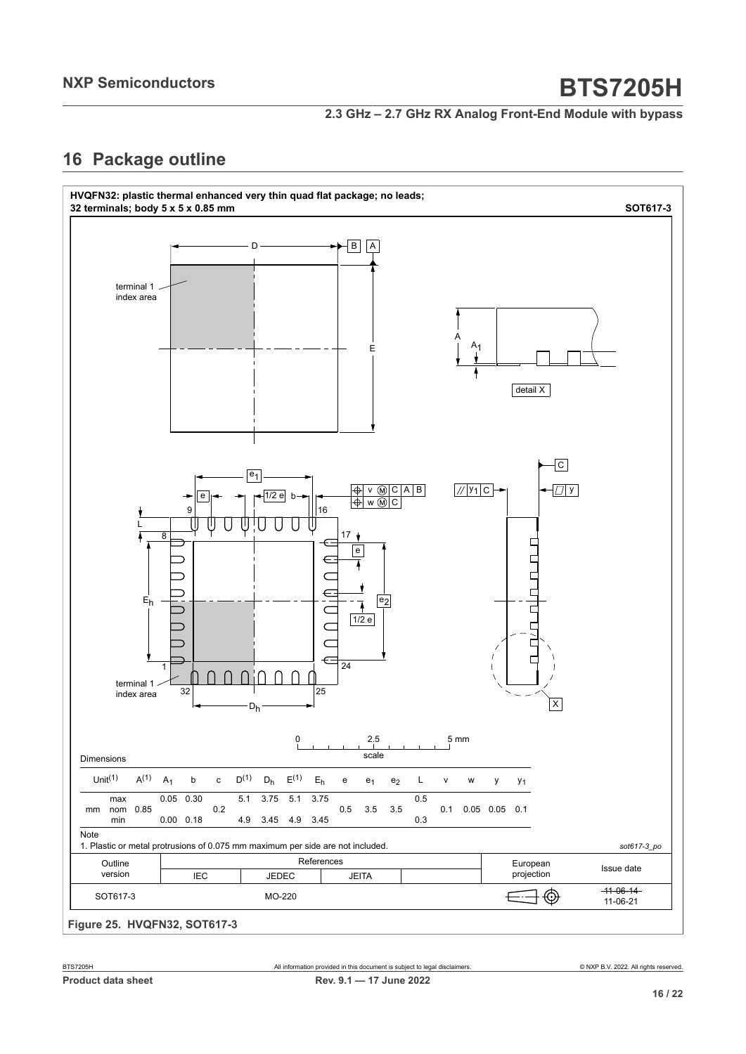## 16 Package outline

**HVQFN32: plastic thermal enhanced very thin quad flat package; no leads; 32 terminals; body 5 x 5 x 0.85 mm** **SOT617-3**

Dimensions

| Unit(1) | | $A^{(1)}$ | $A_1$ | b | c | $D^{(1)}$ | $D_h$ | $E^{(1)}$ | $E_h$ | e | $e_1$ | $e_2$ | L | v | w | y | $y_1$ |
|---|---|---|---|---|---|---|---|---|---|---|---|---|---|---|---|---|---|
| mm | max | | 0.05 | 0.30 | | 5.1 | 3.75 | 5.1 | 3.75 | | | | 0.5 | | | | |
| | nom | 0.85 | | | 0.2 | | | | | 0.5 | 3.5 | 3.5 | | 0.1 | 0.05 | 0.05 | 0.1 |
| | min | | 0.00 | 0.18 | | 4.9 | 3.45 | 4.9 | 3.45 | | | | 0.3 | | | | |

Note

1. Plastic or metal protrusions of 0.075 mm maximum per side are not included.

*sot617-3_po*

| Outline version | References IEC | References JEDEC | References JEITA | | European projection | Issue date |
|---|---|---|---|---|---|---|
| SOT617-3 | | MO-220 | | | | ~~11-06-14~~ 11-06-21 |

**Figure 25. HVQFN32, SOT617-3**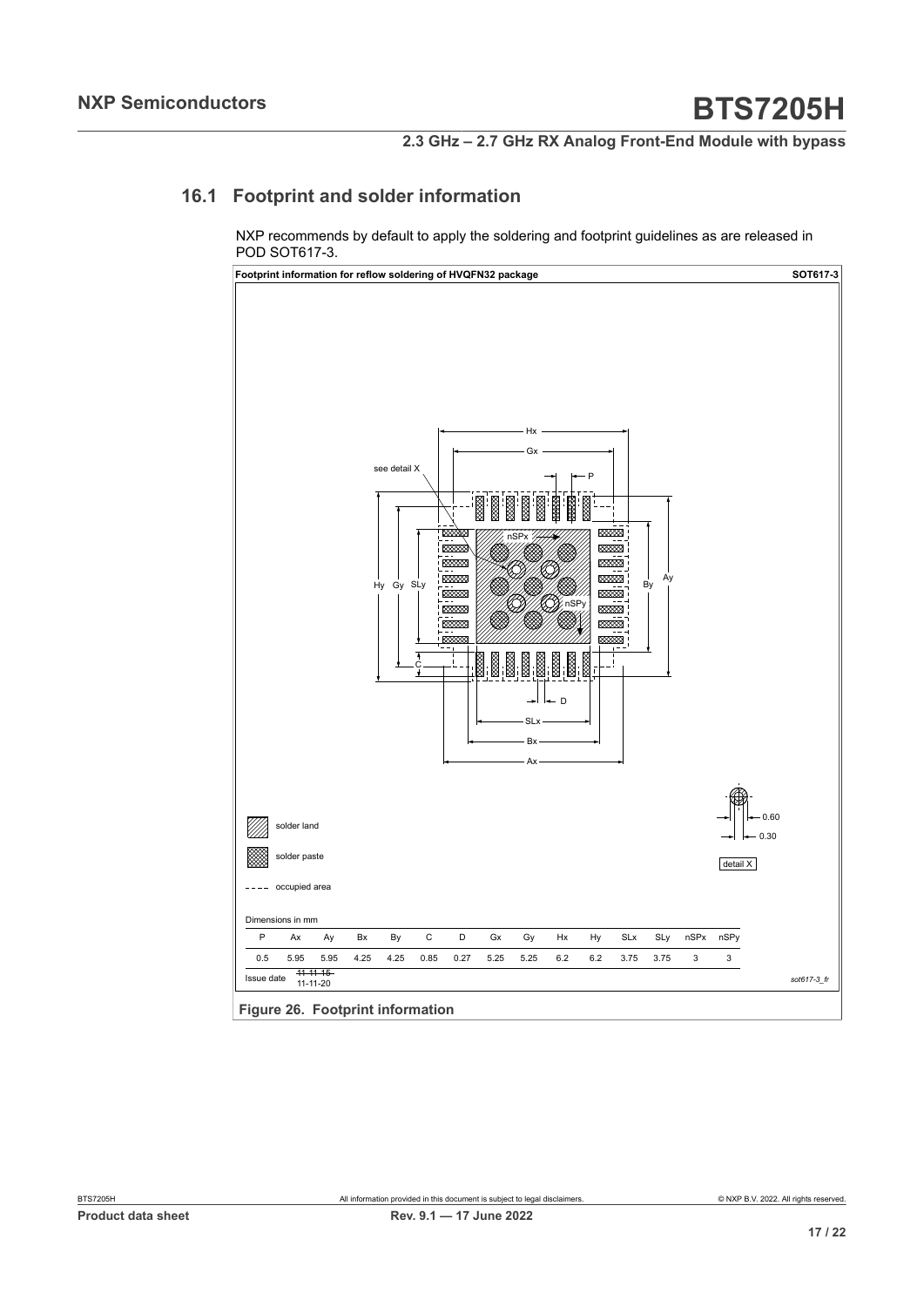## 16.1 Footprint and solder information

NXP recommends by default to apply the soldering and footprint guidelines as are released in POD SOT617-3.

**Footprint information for reflow soldering of HVQFN32 package** — **SOT617-3**

solder land

solder paste

occupied area

detail X

Dimensions in mm

| P | Ax | Ay | Bx | By | C | D | Gx | Gy | Hx | Hy | SLx | SLy | nSPx | nSPy |
|---|---|---|---|---|---|---|---|---|---|---|---|---|---|---|
| 0.5 | 5.95 | 5.95 | 4.25 | 4.25 | 0.85 | 0.27 | 5.25 | 5.25 | 6.2 | 6.2 | 3.75 | 3.75 | 3 | 3 |

Issue date: ~~11-11-15~~ 11-11-20

sot617-3_fr

**Figure 26. Footprint information**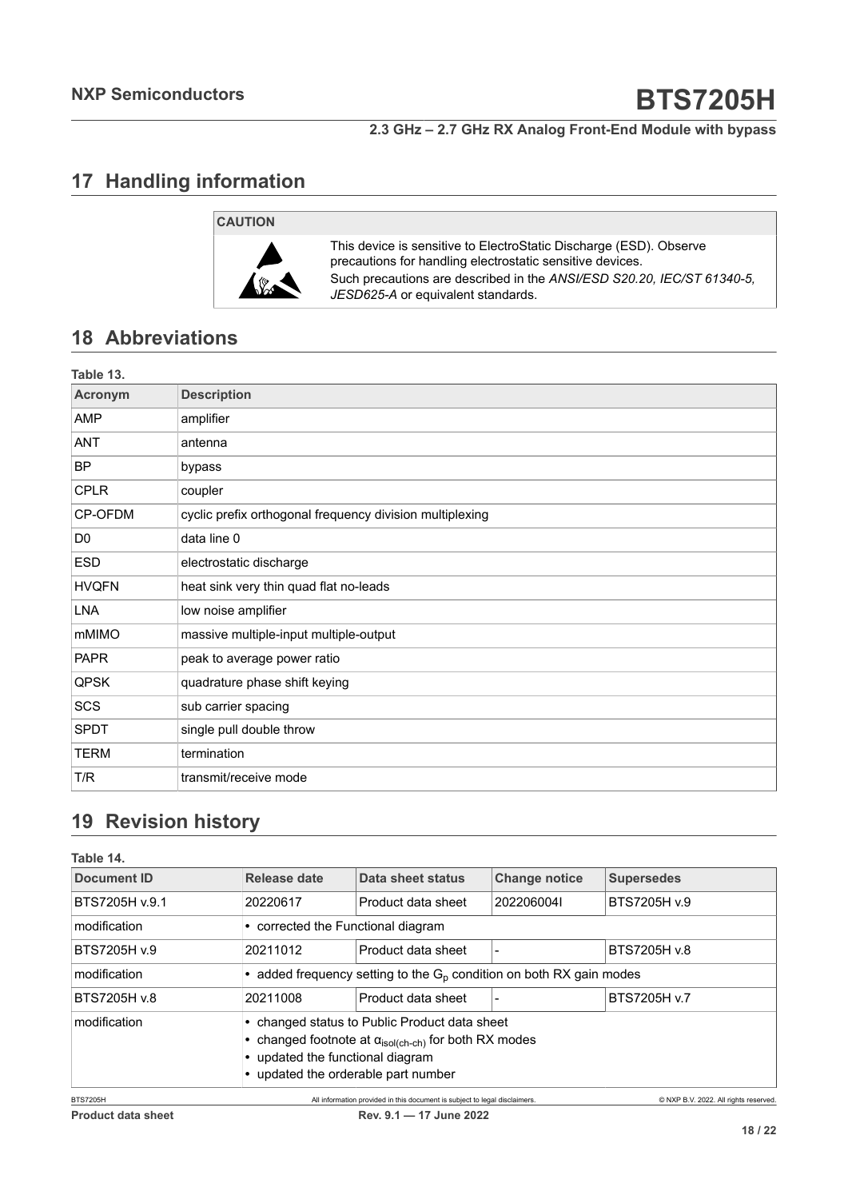## 17 Handling information

**CAUTION**

This device is sensitive to ElectroStatic Discharge (ESD). Observe precautions for handling electrostatic sensitive devices.
Such precautions are described in the *ANSI/ESD S20.20, IEC/ST 61340-5, JESD625-A* or equivalent standards.

## 18 Abbreviations

**Table 13.**

| Acronym | Description |
|---|---|
| AMP | amplifier |
| ANT | antenna |
| BP | bypass |
| CPLR | coupler |
| CP-OFDM | cyclic prefix orthogonal frequency division multiplexing |
| D0 | data line 0 |
| ESD | electrostatic discharge |
| HVQFN | heat sink very thin quad flat no-leads |
| LNA | low noise amplifier |
| mMIMO | massive multiple-input multiple-output |
| PAPR | peak to average power ratio |
| QPSK | quadrature phase shift keying |
| SCS | sub carrier spacing |
| SPDT | single pull double throw |
| TERM | termination |
| T/R | transmit/receive mode |

## 19 Revision history

**Table 14.**

| Document ID | Release date | Data sheet status | Change notice | Supersedes |
|---|---|---|---|---|
| BTS7205H v.9.1 | 20220617 | Product data sheet | 202206004I | BTS7205H v.9 |
| modification | • corrected the Functional diagram | | | |
| BTS7205H v.9 | 20211012 | Product data sheet | - | BTS7205H v.8 |
| modification | • added frequency setting to the $G_p$ condition on both RX gain modes | | | |
| BTS7205H v.8 | 20211008 | Product data sheet | - | BTS7205H v.7 |
| modification | • changed status to Public Product data sheet<br>• changed footnote at $\alpha_{isol(ch-ch)}$ for both RX modes<br>• updated the functional diagram<br>• updated the orderable part number | | | |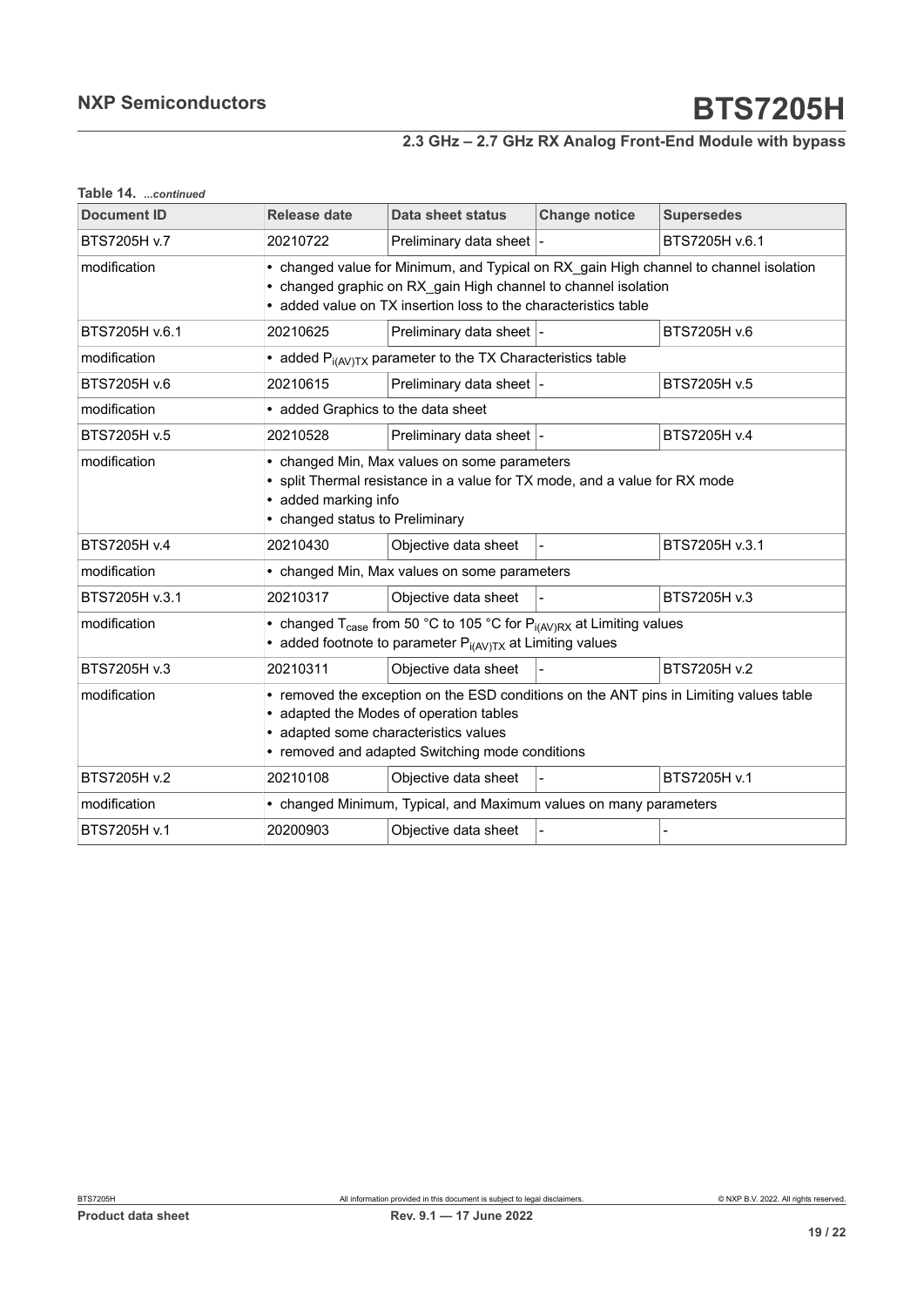**Table 14.** *...continued*

| Document ID | Release date | Data sheet status | Change notice | Supersedes |
|---|---|---|---|---|
| BTS7205H v.7 | 20210722 | Preliminary data sheet | - | BTS7205H v.6.1 |
| modification | • changed value for Minimum, and Typical on RX_gain High channel to channel isolation<br>• changed graphic on RX_gain High channel to channel isolation<br>• added value on TX insertion loss to the characteristics table | | | |
| BTS7205H v.6.1 | 20210625 | Preliminary data sheet | - | BTS7205H v.6 |
| modification | • added $P_{i(AV)TX}$ parameter to the TX Characteristics table | | | |
| BTS7205H v.6 | 20210615 | Preliminary data sheet | - | BTS7205H v.5 |
| modification | • added Graphics to the data sheet | | | |
| BTS7205H v.5 | 20210528 | Preliminary data sheet | - | BTS7205H v.4 |
| modification | • changed Min, Max values on some parameters<br>• split Thermal resistance in a value for TX mode, and a value for RX mode<br>• added marking info<br>• changed status to Preliminary | | | |
| BTS7205H v.4 | 20210430 | Objective data sheet | - | BTS7205H v.3.1 |
| modification | • changed Min, Max values on some parameters | | | |
| BTS7205H v.3.1 | 20210317 | Objective data sheet | - | BTS7205H v.3 |
| modification | • changed $T_{case}$ from 50 °C to 105 °C for $P_{i(AV)RX}$ at Limiting values<br>• added footnote to parameter $P_{i(AV)TX}$ at Limiting values | | | |
| BTS7205H v.3 | 20210311 | Objective data sheet | - | BTS7205H v.2 |
| modification | • removed the exception on the ESD conditions on the ANT pins in Limiting values table<br>• adapted the Modes of operation tables<br>• adapted some characteristics values<br>• removed and adapted Switching mode conditions | | | |
| BTS7205H v.2 | 20210108 | Objective data sheet | - | BTS7205H v.1 |
| modification | • changed Minimum, Typical, and Maximum values on many parameters | | | |
| BTS7205H v.1 | 20200903 | Objective data sheet | - | - |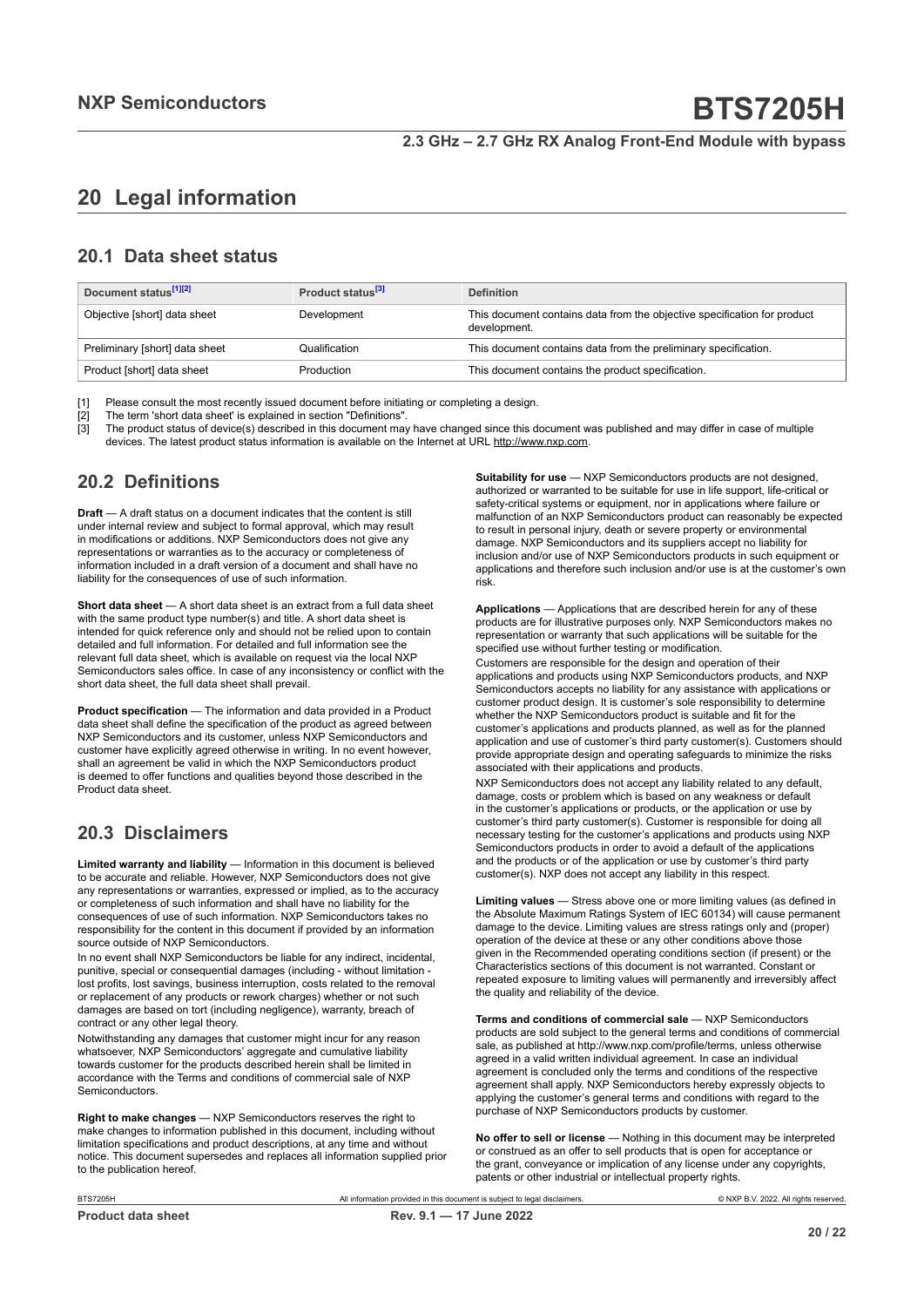# 20 Legal information

## 20.1 Data sheet status

| Document status[1][2] | Product status[3] | Definition |
|---|---|---|
| Objective [short] data sheet | Development | This document contains data from the objective specification for product development. |
| Preliminary [short] data sheet | Qualification | This document contains data from the preliminary specification. |
| Product [short] data sheet | Production | This document contains the product specification. |

[1] Please consult the most recently issued document before initiating or completing a design.
[2] The term 'short data sheet' is explained in section "Definitions".
[3] The product status of device(s) described in this document may have changed since this document was published and may differ in case of multiple devices. The latest product status information is available on the Internet at URL http://www.nxp.com.

## 20.2 Definitions

**Draft** — A draft status on a document indicates that the content is still under internal review and subject to formal approval, which may result in modifications or additions. NXP Semiconductors does not give any representations or warranties as to the accuracy or completeness of information included in a draft version of a document and shall have no liability for the consequences of use of such information.

**Short data sheet** — A short data sheet is an extract from a full data sheet with the same product type number(s) and title. A short data sheet is intended for quick reference only and should not be relied upon to contain detailed and full information. For detailed and full information see the relevant full data sheet, which is available on request via the local NXP Semiconductors sales office. In case of any inconsistency or conflict with the short data sheet, the full data sheet shall prevail.

**Product specification** — The information and data provided in a Product data sheet shall define the specification of the product as agreed between NXP Semiconductors and its customer, unless NXP Semiconductors and customer have explicitly agreed otherwise in writing. In no event however, shall an agreement be valid in which the NXP Semiconductors product is deemed to offer functions and qualities beyond those described in the Product data sheet.

## 20.3 Disclaimers

**Limited warranty and liability** — Information in this document is believed to be accurate and reliable. However, NXP Semiconductors does not give any representations or warranties, expressed or implied, as to the accuracy or completeness of such information and shall have no liability for the consequences of use of such information. NXP Semiconductors takes no responsibility for the content in this document if provided by an information source outside of NXP Semiconductors.

In no event shall NXP Semiconductors be liable for any indirect, incidental, punitive, special or consequential damages (including - without limitation - lost profits, lost savings, business interruption, costs related to the removal or replacement of any products or rework charges) whether or not such damages are based on tort (including negligence), warranty, breach of contract or any other legal theory.

Notwithstanding any damages that customer might incur for any reason whatsoever, NXP Semiconductors' aggregate and cumulative liability towards customer for the products described herein shall be limited in accordance with the Terms and conditions of commercial sale of NXP Semiconductors.

**Right to make changes** — NXP Semiconductors reserves the right to make changes to information published in this document, including without limitation specifications and product descriptions, at any time and without notice. This document supersedes and replaces all information supplied prior to the publication hereof.

**Suitability for use** — NXP Semiconductors products are not designed, authorized or warranted to be suitable for use in life support, life-critical or safety-critical systems or equipment, nor in applications where failure or malfunction of an NXP Semiconductors product can reasonably be expected to result in personal injury, death or severe property or environmental damage. NXP Semiconductors and its suppliers accept no liability for inclusion and/or use of NXP Semiconductors products in such equipment or applications and therefore such inclusion and/or use is at the customer's own risk.

**Applications** — Applications that are described herein for any of these products are for illustrative purposes only. NXP Semiconductors makes no representation or warranty that such applications will be suitable for the specified use without further testing or modification.

Customers are responsible for the design and operation of their applications and products using NXP Semiconductors products, and NXP Semiconductors accepts no liability for any assistance with applications or customer product design. It is customer's sole responsibility to determine whether the NXP Semiconductors product is suitable and fit for the customer's applications and products planned, as well as for the planned application and use of customer's third party customer(s). Customers should provide appropriate design and operating safeguards to minimize the risks associated with their applications and products.

NXP Semiconductors does not accept any liability related to any default, damage, costs or problem which is based on any weakness or default in the customer's applications or products, or the application or use by customer's third party customer(s). Customer is responsible for doing all necessary testing for the customer's applications and products using NXP Semiconductors products in order to avoid a default of the applications and the products or of the application or use by customer's third party customer(s). NXP does not accept any liability in this respect.

**Limiting values** — Stress above one or more limiting values (as defined in the Absolute Maximum Ratings System of IEC 60134) will cause permanent damage to the device. Limiting values are stress ratings only and (proper) operation of the device at these or any other conditions above those given in the Recommended operating conditions section (if present) or the Characteristics sections of this document is not warranted. Constant or repeated exposure to limiting values will permanently and irreversibly affect the quality and reliability of the device.

**Terms and conditions of commercial sale** — NXP Semiconductors products are sold subject to the general terms and conditions of commercial sale, as published at http://www.nxp.com/profile/terms, unless otherwise agreed in a valid written individual agreement. In case an individual agreement is concluded only the terms and conditions of the respective agreement shall apply. NXP Semiconductors hereby expressly objects to applying the customer's general terms and conditions with regard to the purchase of NXP Semiconductors products by customer.

**No offer to sell or license** — Nothing in this document may be interpreted or construed as an offer to sell products that is open for acceptance or the grant, conveyance or implication of any license under any copyrights, patents or other industrial or intellectual property rights.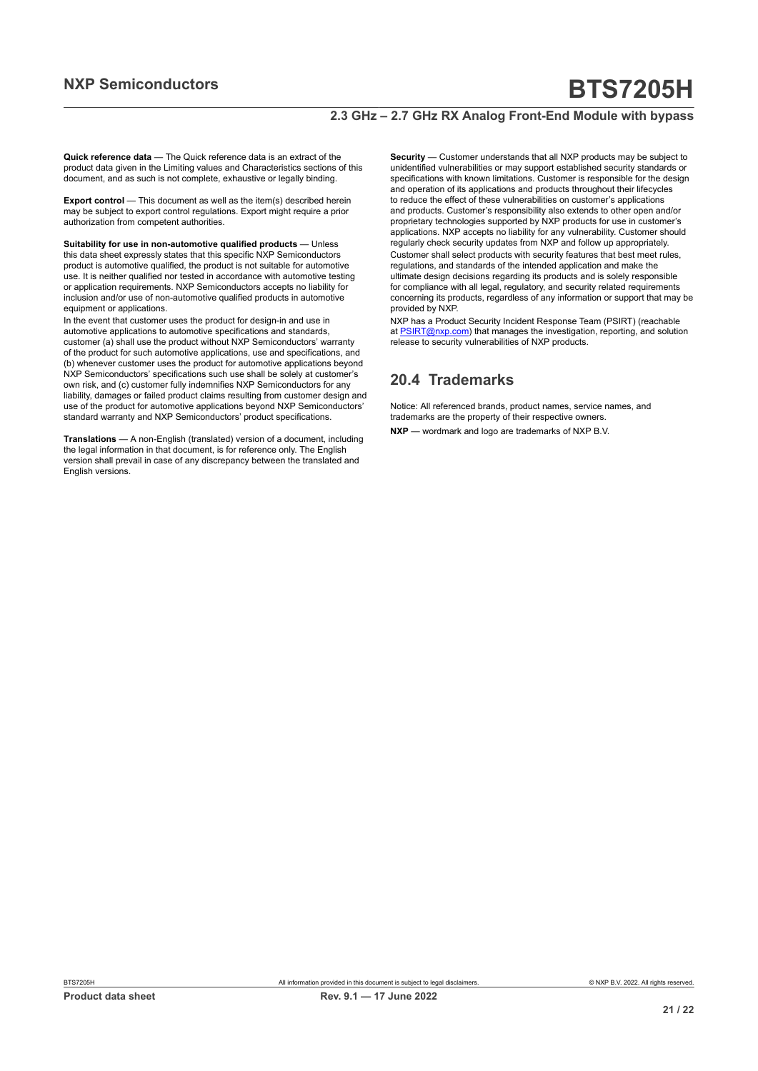**Quick reference data** — The Quick reference data is an extract of the product data given in the Limiting values and Characteristics sections of this document, and as such is not complete, exhaustive or legally binding.

**Export control** — This document as well as the item(s) described herein may be subject to export control regulations. Export might require a prior authorization from competent authorities.

**Suitability for use in non-automotive qualified products** — Unless this data sheet expressly states that this specific NXP Semiconductors product is automotive qualified, the product is not suitable for automotive use. It is neither qualified nor tested in accordance with automotive testing or application requirements. NXP Semiconductors accepts no liability for inclusion and/or use of non-automotive qualified products in automotive equipment or applications.

In the event that customer uses the product for design-in and use in automotive applications to automotive specifications and standards, customer (a) shall use the product without NXP Semiconductors' warranty of the product for such automotive applications, use and specifications, and (b) whenever customer uses the product for automotive applications beyond NXP Semiconductors' specifications such use shall be solely at customer's own risk, and (c) customer fully indemnifies NXP Semiconductors for any liability, damages or failed product claims resulting from customer design and use of the product for automotive applications beyond NXP Semiconductors' standard warranty and NXP Semiconductors' product specifications.

**Translations** — A non-English (translated) version of a document, including the legal information in that document, is for reference only. The English version shall prevail in case of any discrepancy between the translated and English versions.

**Security** — Customer understands that all NXP products may be subject to unidentified vulnerabilities or may support established security standards or specifications with known limitations. Customer is responsible for the design and operation of its applications and products throughout their lifecycles to reduce the effect of these vulnerabilities on customer's applications and products. Customer's responsibility also extends to other open and/or proprietary technologies supported by NXP products for use in customer's applications. NXP accepts no liability for any vulnerability. Customer should regularly check security updates from NXP and follow up appropriately.

Customer shall select products with security features that best meet rules, regulations, and standards of the intended application and make the ultimate design decisions regarding its products and is solely responsible for compliance with all legal, regulatory, and security related requirements concerning its products, regardless of any information or support that may be provided by NXP.

NXP has a Product Security Incident Response Team (PSIRT) (reachable at PSIRT@nxp.com) that manages the investigation, reporting, and solution release to security vulnerabilities of NXP products.

## 20.4 Trademarks

Notice: All referenced brands, product names, service names, and trademarks are the property of their respective owners.

**NXP** — wordmark and logo are trademarks of NXP B.V.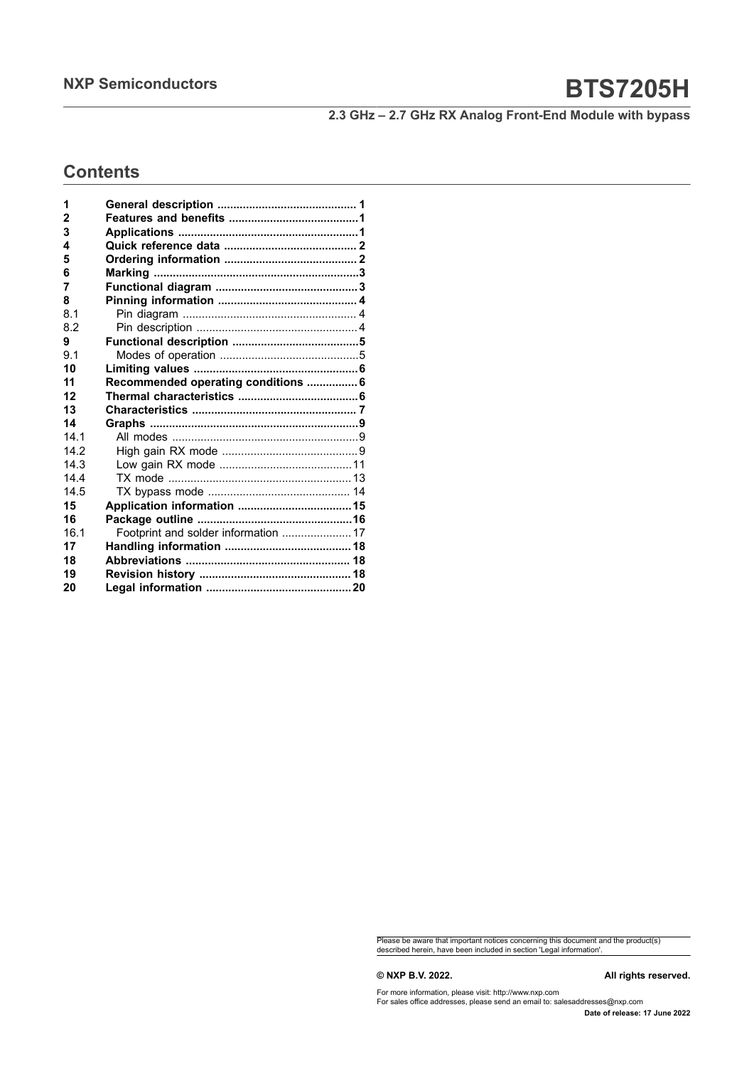## Contents

| | | |
|---|---|---|
| **1** | **General description** | **1** |
| **2** | **Features and benefits** | **1** |
| **3** | **Applications** | **1** |
| **4** | **Quick reference data** | **2** |
| **5** | **Ordering information** | **2** |
| **6** | **Marking** | **3** |
| **7** | **Functional diagram** | **3** |
| **8** | **Pinning information** | **4** |
| 8.1 | Pin diagram | 4 |
| 8.2 | Pin description | 4 |
| **9** | **Functional description** | **5** |
| 9.1 | Modes of operation | 5 |
| **10** | **Limiting values** | **6** |
| **11** | **Recommended operating conditions** | **6** |
| **12** | **Thermal characteristics** | **6** |
| **13** | **Characteristics** | **7** |
| **14** | **Graphs** | **9** |
| 14.1 | All modes | 9 |
| 14.2 | High gain RX mode | 9 |
| 14.3 | Low gain RX mode | 11 |
| 14.4 | TX mode | 13 |
| 14.5 | TX bypass mode | 14 |
| **15** | **Application information** | **15** |
| **16** | **Package outline** | **16** |
| 16.1 | Footprint and solder information | 17 |
| **17** | **Handling information** | **18** |
| **18** | **Abbreviations** | **18** |
| **19** | **Revision history** | **18** |
| **20** | **Legal information** | **20** |

Please be aware that important notices concerning this document and the product(s) described herein, have been included in section 'Legal information'.

**© NXP B.V. 2022.** **All rights reserved.**

For more information, please visit: http://www.nxp.com
For sales office addresses, please send an email to: salesaddresses@nxp.com

**Date of release: 17 June 2022**